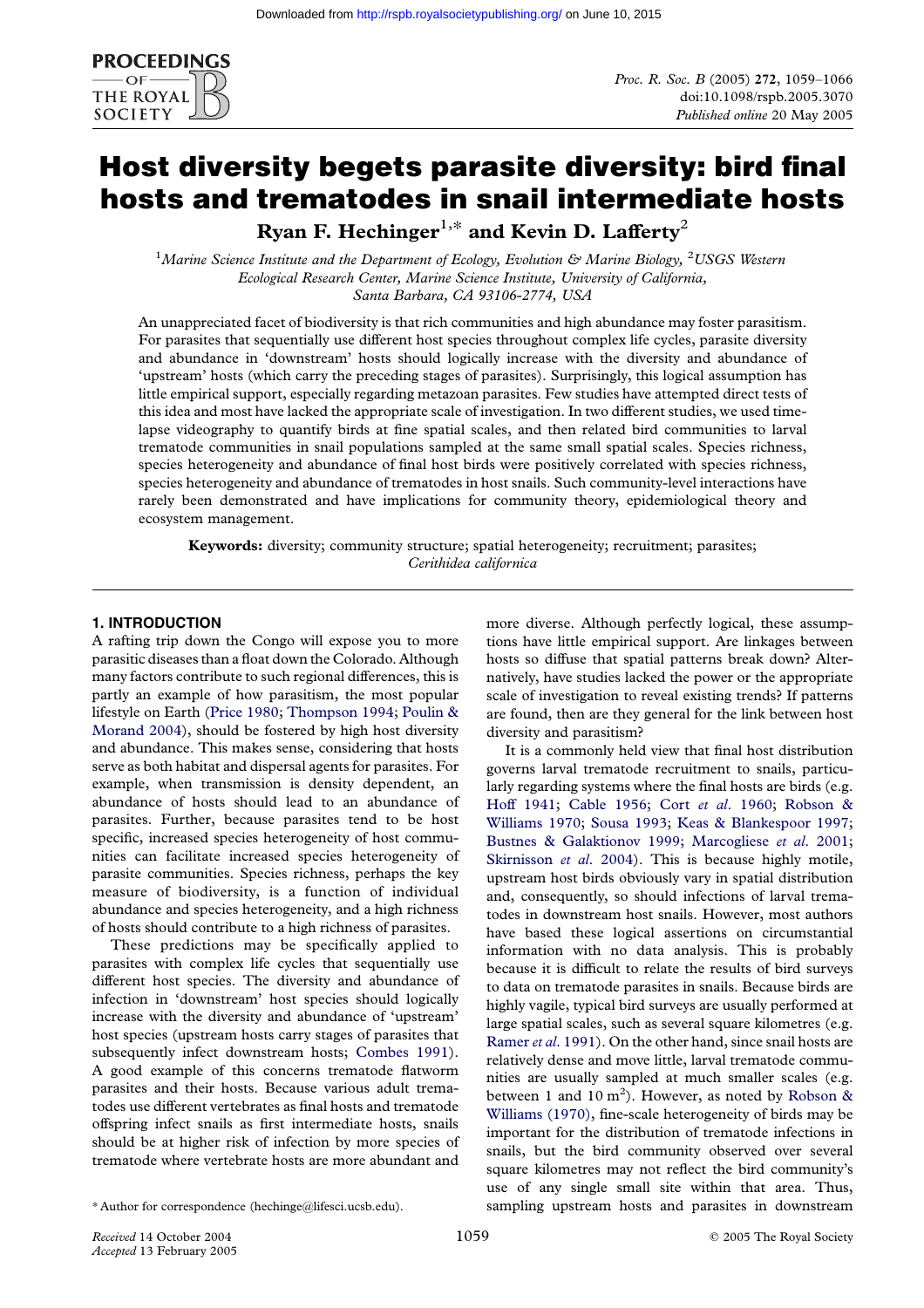# Host diversity begets parasite diversity: bird final hosts and trematodes in snail intermediate hosts

**Ryan F. Hechinger**[1,*] **and Kevin D. Lafferty**[2]

[1]*Marine Science Institute and the Department of Ecology, Evolution & Marine Biology,* [2]*USGS Western Ecological Research Center, Marine Science Institute, University of California, Santa Barbara, CA 93106-2774, USA*

An unappreciated facet of biodiversity is that rich communities and high abundance may foster parasitism. For parasites that sequentially use different host species throughout complex life cycles, parasite diversity and abundance in 'downstream' hosts should logically increase with the diversity and abundance of 'upstream' hosts (which carry the preceding stages of parasites). Surprisingly, this logical assumption has little empirical support, especially regarding metazoan parasites. Few studies have attempted direct tests of this idea and most have lacked the appropriate scale of investigation. In two different studies, we used time-lapse videography to quantify birds at fine spatial scales, and then related bird communities to larval trematode communities in snail populations sampled at the same small spatial scales. Species richness, species heterogeneity and abundance of final host birds were positively correlated with species richness, species heterogeneity and abundance of trematodes in host snails. Such community-level interactions have rarely been demonstrated and have implications for community theory, epidemiological theory and ecosystem management.

**Keywords:** diversity; community structure; spatial heterogeneity; recruitment; parasites; *Cerithidea californica*

## 1. INTRODUCTION

A rafting trip down the Congo will expose you to more parasitic diseases than a float down the Colorado. Although many factors contribute to such regional differences, this is partly an example of how parasitism, the most popular lifestyle on Earth (Price 1980; Thompson 1994; Poulin & Morand 2004), should be fostered by high host diversity and abundance. This makes sense, considering that hosts serve as both habitat and dispersal agents for parasites. For example, when transmission is density dependent, an abundance of hosts should lead to an abundance of parasites. Further, because parasites tend to be host specific, increased species heterogeneity of host communities can facilitate increased species heterogeneity of parasite communities. Species richness, perhaps the key measure of biodiversity, is a function of individual abundance and species heterogeneity, and a high richness of hosts should contribute to a high richness of parasites.

These predictions may be specifically applied to parasites with complex life cycles that sequentially use different host species. The diversity and abundance of infection in 'downstream' host species should logically increase with the diversity and abundance of 'upstream' host species (upstream hosts carry stages of parasites that subsequently infect downstream hosts; Combes 1991). A good example of this concerns trematode flatworm parasites and their hosts. Because various adult trematodes use different vertebrates as final hosts and trematode offspring infect snails as first intermediate hosts, snails should be at higher risk of infection by more species of trematode where vertebrate hosts are more abundant and more diverse. Although perfectly logical, these assumptions have little empirical support. Are linkages between hosts so diffuse that spatial patterns break down? Alternatively, have studies lacked the power or the appropriate scale of investigation to reveal existing trends? If patterns are found, then are they general for the link between host diversity and parasitism?

It is a commonly held view that final host distribution governs larval trematode recruitment to snails, particularly regarding systems where the final hosts are birds (e.g. Hoff 1941; Cable 1956; Cort *et al.* 1960; Robson & Williams 1970; Sousa 1993; Keas & Blankespoor 1997; Bustnes & Galaktionov 1999; Marcogliese *et al.* 2001; Skirnisson *et al.* 2004). This is because highly motile, upstream host birds obviously vary in spatial distribution and, consequently, so should infections of larval trematodes in downstream host snails. However, most authors have based these logical assertions on circumstantial information with no data analysis. This is probably because it is difficult to relate the results of bird surveys to data on trematode parasites in snails. Because birds are highly vagile, typical bird surveys are usually performed at large spatial scales, such as several square kilometres (e.g. Ramer *et al.* 1991). On the other hand, since snail hosts are relatively dense and move little, larval trematode communities are usually sampled at much smaller scales (e.g. between 1 and 10 $m^2$). However, as noted by Robson & Williams (1970), fine-scale heterogeneity of birds may be important for the distribution of trematode infections in snails, but the bird community observed over several square kilometres may not reflect the bird community's use of any single small site within that area. Thus, sampling upstream hosts and parasites in downstream

\* Author for correspondence (hechinge@lifesci.ucsb.edu).

Received 14 October 2004
Accepted 13 February 2005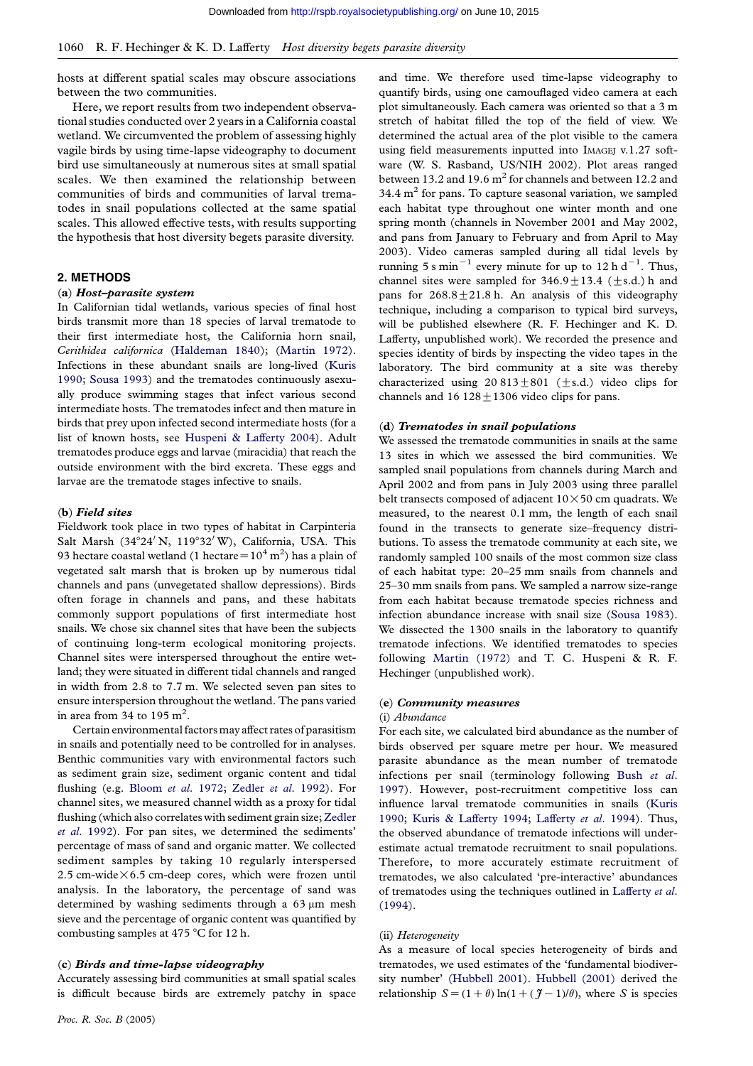hosts at different spatial scales may obscure associations between the two communities.

Here, we report results from two independent observational studies conducted over 2 years in a California coastal wetland. We circumvented the problem of assessing highly vagile birds by using time-lapse videography to document bird use simultaneously at numerous sites at small spatial scales. We then examined the relationship between communities of birds and communities of larval trematodes in snail populations collected at the same spatial scales. This allowed effective tests, with results supporting the hypothesis that host diversity begets parasite diversity.

## 2. METHODS

### (a) *Host–parasite system*

In Californian tidal wetlands, various species of final host birds transmit more than 18 species of larval trematode to their first intermediate host, the California horn snail, *Cerithidea californica* (Haldeman 1840); (Martin 1972). Infections in these abundant snails are long-lived (Kuris 1990; Sousa 1993) and the trematodes continuously asexually produce swimming stages that infect various second intermediate hosts. The trematodes infect and then mature in birds that prey upon infected second intermediate hosts (for a list of known hosts, see Huspeni & Lafferty 2004). Adult trematodes produce eggs and larvae (miracidia) that reach the outside environment with the bird excreta. These eggs and larvae are the trematode stages infective to snails.

### (b) *Field sites*

Fieldwork took place in two types of habitat in Carpinteria Salt Marsh (34°24′ N, 119°32′ W), California, USA. This 93 hectare coastal wetland (1 hectare $=10^4$ m$^2$) has a plain of vegetated salt marsh that is broken up by numerous tidal channels and pans (unvegetated shallow depressions). Birds often forage in channels and pans, and these habitats commonly support populations of first intermediate host snails. We chose six channel sites that have been the subjects of continuing long-term ecological monitoring projects. Channel sites were interspersed throughout the entire wetland; they were situated in different tidal channels and ranged in width from 2.8 to 7.7 m. We selected seven pan sites to ensure interspersion throughout the wetland. The pans varied in area from 34 to 195 m$^2$.

Certain environmental factors may affect rates of parasitism in snails and potentially need to be controlled for in analyses. Benthic communities vary with environmental factors such as sediment grain size, sediment organic content and tidal flushing (e.g. Bloom *et al.* 1972; Zedler *et al.* 1992). For channel sites, we measured channel width as a proxy for tidal flushing (which also correlates with sediment grain size; Zedler *et al.* 1992). For pan sites, we determined the sediments' percentage of mass of sand and organic matter. We collected sediment samples by taking 10 regularly interspersed 2.5 cm-wide $\times$ 6.5 cm-deep cores, which were frozen until analysis. In the laboratory, the percentage of sand was determined by washing sediments through a 63 μm mesh sieve and the percentage of organic content was quantified by combusting samples at 475 °C for 12 h.

### (c) *Birds and time-lapse videography*

Accurately assessing bird communities at small spatial scales is difficult because birds are extremely patchy in space and time. We therefore used time-lapse videography to quantify birds, using one camouflaged video camera at each plot simultaneously. Each camera was oriented so that a 3 m stretch of habitat filled the top of the field of view. We determined the actual area of the plot visible to the camera using field measurements inputted into IMAGEJ v.1.27 software (W. S. Rasband, US/NIH 2002). Plot areas ranged between 13.2 and 19.6 m$^2$ for channels and between 12.2 and 34.4 m$^2$ for pans. To capture seasonal variation, we sampled each habitat type throughout one winter month and one spring month (channels in November 2001 and May 2002, and pans from January to February and from April to May 2003). Video cameras sampled during all tidal levels by running 5 s min$^{-1}$ every minute for up to 12 h d$^{-1}$. Thus, channel sites were sampled for $346.9 \pm 13.4$ ($\pm$s.d.) h and pans for $268.8 \pm 21.8$ h. An analysis of this videography technique, including a comparison to typical bird surveys, will be published elsewhere (R. F. Hechinger and K. D. Lafferty, unpublished work). We recorded the presence and species identity of birds by inspecting the video tapes in the laboratory. The bird community at a site was thereby characterized using $20\,813 \pm 801$ ($\pm$s.d.) video clips for channels and $16\,128 \pm 1306$ video clips for pans.

### (d) *Trematodes in snail populations*

We assessed the trematode communities in snails at the same 13 sites in which we assessed the bird communities. We sampled snail populations from channels during March and April 2002 and from pans in July 2003 using three parallel belt transects composed of adjacent $10 \times 50$ cm quadrats. We measured, to the nearest 0.1 mm, the length of each snail found in the transects to generate size–frequency distributions. To assess the trematode community at each site, we randomly sampled 100 snails of the most common size class of each habitat type: 20–25 mm snails from channels and 25–30 mm snails from pans. We sampled a narrow size-range from each habitat because trematode species richness and infection abundance increase with snail size (Sousa 1983). We dissected the 1300 snails in the laboratory to quantify trematode infections. We identified trematodes to species following Martin (1972) and T. C. Huspeni & R. F. Hechinger (unpublished work).

### (e) *Community measures*

#### (i) *Abundance*

For each site, we calculated bird abundance as the number of birds observed per square metre per hour. We measured parasite abundance as the mean number of trematode infections per snail (terminology following Bush *et al.* 1997). However, post-recruitment competitive loss can influence larval trematode communities in snails (Kuris 1990; Kuris & Lafferty 1994; Lafferty *et al.* 1994). Thus, the observed abundance of trematode infections will underestimate actual trematode recruitment to snail populations. Therefore, to more accurately estimate recruitment of trematodes, we also calculated 'pre-interactive' abundances of trematodes using the techniques outlined in Lafferty *et al.* (1994).

#### (ii) *Heterogeneity*

As a measure of local species heterogeneity of birds and trematodes, we used estimates of the 'fundamental biodiversity number' (Hubbell 2001). Hubbell (2001) derived the relationship $S = (1+\theta)\ln(1+(J-1)/\theta)$, where $S$ is species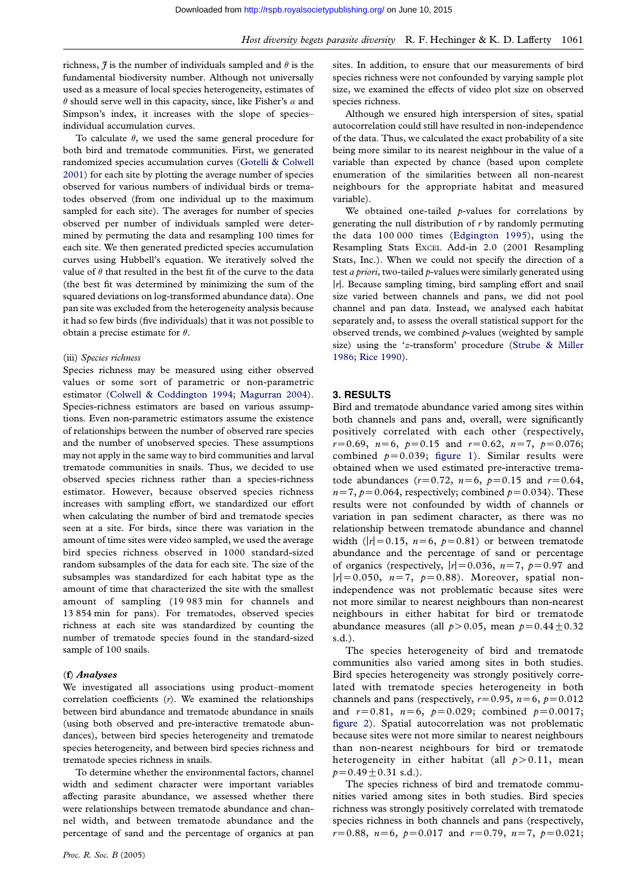richness, $J$ is the number of individuals sampled and $\theta$ is the fundamental biodiversity number. Although not universally used as a measure of local species heterogeneity, estimates of $\theta$ should serve well in this capacity, since, like Fisher's $\alpha$ and Simpson's index, it increases with the slope of species–individual accumulation curves.

To calculate $\theta$, we used the same general procedure for both bird and trematode communities. First, we generated randomized species accumulation curves (Gotelli & Colwell 2001) for each site by plotting the average number of species observed for various numbers of individual birds or trematodes observed (from one individual up to the maximum sampled for each site). The averages for number of species observed per number of individuals sampled were determined by permuting the data and resampling 100 times for each site. We then generated predicted species accumulation curves using Hubbell's equation. We iteratively solved the value of $\theta$ that resulted in the best fit of the curve to the data (the best fit was determined by minimizing the sum of the squared deviations on log-transformed abundance data). One pan site was excluded from the heterogeneity analysis because it had so few birds (five individuals) that it was not possible to obtain a precise estimate for $\theta$.

#### (iii) *Species richness*

Species richness may be measured using either observed values or some sort of parametric or non-parametric estimator (Colwell & Coddington 1994; Magurran 2004). Species-richness estimators are based on various assumptions. Even non-parametric estimators assume the existence of relationships between the number of observed rare species and the number of unobserved species. These assumptions may not apply in the same way to bird communities and larval trematode communities in snails. Thus, we decided to use observed species richness rather than a species-richness estimator. However, because observed species richness increases with sampling effort, we standardized our effort when calculating the number of bird and trematode species seen at a site. For birds, since there was variation in the amount of time sites were video sampled, we used the average bird species richness observed in 1000 standard-sized random subsamples of the data for each site. The size of the subsamples was standardized for each habitat type as the amount of time that characterized the site with the smallest amount of sampling (19 983 min for channels and 13 854 min for pans). For trematodes, observed species richness at each site was standardized by counting the number of trematode species found in the standard-sized sample of 100 snails.

### (f) *Analyses*

We investigated all associations using product–moment correlation coefficients ($r$). We examined the relationships between bird abundance and trematode abundance in snails (using both observed and pre-interactive trematode abundances), between bird species heterogeneity and trematode species heterogeneity, and between bird species richness and trematode species richness in snails.

To determine whether the environmental factors, channel width and sediment character were important variables affecting parasite abundance, we assessed whether there were relationships between trematode abundance and channel width, and between trematode abundance and the percentage of sand and the percentage of organics at pan sites. In addition, to ensure that our measurements of bird species richness were not confounded by varying sample plot size, we examined the effects of video plot size on observed species richness.

Although we ensured high interspersion of sites, spatial autocorrelation could still have resulted in non-independence of the data. Thus, we calculated the exact probability of a site being more similar to its nearest neighbour in the value of a variable than expected by chance (based upon complete enumeration of the similarities between all non-nearest neighbours for the appropriate habitat and measured variable).

We obtained one-tailed $p$-values for correlations by generating the null distribution of $r$ by randomly permuting the data 100 000 times (Edgington 1995), using the Resampling Stats EXCEL Add-in 2.0 (2001 Resampling Stats, Inc.). When we could not specify the direction of a test *a priori*, two-tailed $p$-values were similarly generated using $|r|$. Because sampling timing, bird sampling effort and snail size varied between channels and pans, we did not pool channel and pan data. Instead, we analysed each habitat separately and, to assess the overall statistical support for the observed trends, we combined $p$-values (weighted by sample size) using the '$z$-transform' procedure (Strube & Miller 1986; Rice 1990).

## 3. RESULTS

Bird and trematode abundance varied among sites within both channels and pans and, overall, were significantly positively correlated with each other (respectively, $r=0.69$, $n=6$, $p=0.15$ and $r=0.62$, $n=7$, $p=0.076$; combined $p=0.039$; figure 1). Similar results were obtained when we used estimated pre-interactive trematode abundances ($r=0.72$, $n=6$, $p=0.15$ and $r=0.64$, $n=7$, $p=0.064$, respectively; combined $p=0.034$). These results were not confounded by width of channels or variation in pan sediment character, as there was no relationship between trematode abundance and channel width ($|r|=0.15$, $n=6$, $p=0.81$) or between trematode abundance and the percentage of sand or percentage of organics (respectively, $|r|=0.036$, $n=7$, $p=0.97$ and $|r|=0.050$, $n=7$, $p=0.88$). Moreover, spatial non-independence was not problematic because sites were not more similar to nearest neighbours than non-nearest neighbours in either habitat for bird or trematode abundance measures (all $p>0.05$, mean $p=0.44\pm0.32$ s.d.).

The species heterogeneity of bird and trematode communities also varied among sites in both studies. Bird species heterogeneity was strongly positively correlated with trematode species heterogeneity in both channels and pans (respectively, $r=0.95$, $n=6$, $p=0.012$ and $r=0.81$, $n=6$, $p=0.029$; combined $p=0.0017$; figure 2). Spatial autocorrelation was not problematic because sites were not more similar to nearest neighbours than non-nearest neighbours for bird or trematode heterogeneity in either habitat (all $p>0.11$, mean $p=0.49\pm0.31$ s.d.).

The species richness of bird and trematode communities varied among sites in both studies. Bird species richness was strongly positively correlated with trematode species richness in both channels and pans (respectively, $r=0.88$, $n=6$, $p=0.017$ and $r=0.79$, $n=7$, $p=0.021$;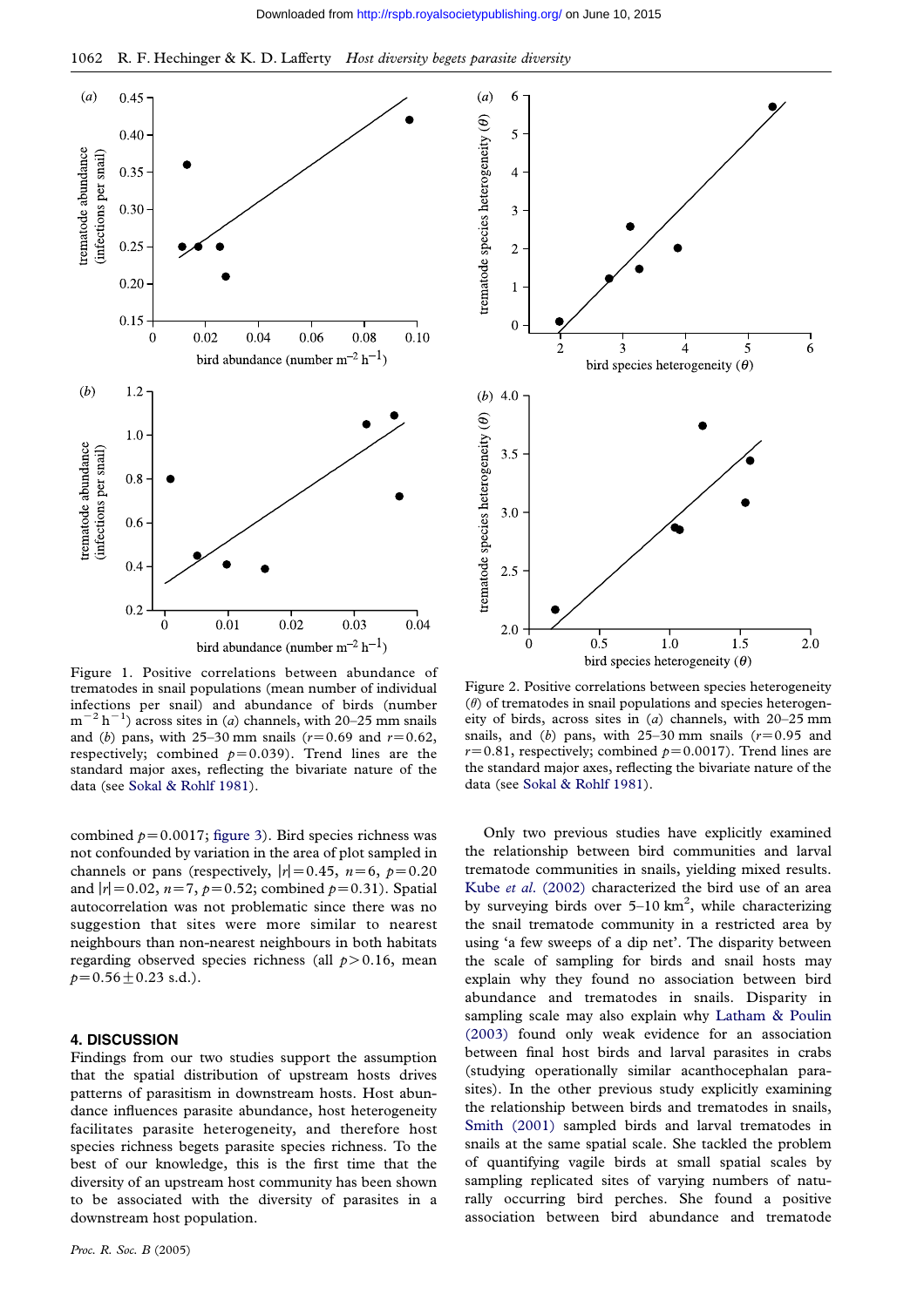Figure 1. Positive correlations between abundance of trematodes in snail populations (mean number of individual infections per snail) and abundance of birds (number $m^{-2}$ $h^{-1}$) across sites in (*a*) channels, with 20–25 mm snails and (*b*) pans, with 25–30 mm snails ($r=0.69$ and $r=0.62$, respectively; combined $p=0.039$). Trend lines are the standard major axes, reflecting the bivariate nature of the data (see Sokal & Rohlf 1981).

Figure 2. Positive correlations between species heterogeneity ($\theta$) of trematodes in snail populations and species heterogeneity of birds, across sites in (*a*) channels, with 20–25 mm snails, and (*b*) pans, with 25–30 mm snails ($r=0.95$ and $r=0.81$, respectively; combined $p=0.0017$). Trend lines are the standard major axes, reflecting the bivariate nature of the data (see Sokal & Rohlf 1981).

combined $p=0.0017$; figure 3). Bird species richness was not confounded by variation in the area of plot sampled in channels or pans (respectively, $|r|=0.45$, $n=6$, $p=0.20$ and $|r|=0.02$, $n=7$, $p=0.52$; combined $p=0.31$). Spatial autocorrelation was not problematic since there was no suggestion that sites were more similar to nearest neighbours than non-nearest neighbours in both habitats regarding observed species richness (all $p>0.16$, mean $p=0.56\pm0.23$ s.d.).

## 4. DISCUSSION

Findings from our two studies support the assumption that the spatial distribution of upstream hosts drives patterns of parasitism in downstream hosts. Host abundance influences parasite abundance, host heterogeneity facilitates parasite heterogeneity, and therefore host species richness begets parasite species richness. To the best of our knowledge, this is the first time that the diversity of an upstream host community has been shown to be associated with the diversity of parasites in a downstream host population.

Only two previous studies have explicitly examined the relationship between bird communities and larval trematode communities in snails, yielding mixed results. Kube *et al.* (2002) characterized the bird use of an area by surveying birds over 5–10 $km^2$, while characterizing the snail trematode community in a restricted area by using 'a few sweeps of a dip net'. The disparity between the scale of sampling for birds and snail hosts may explain why they found no association between bird abundance and trematodes in snails. Disparity in sampling scale may also explain why Latham & Poulin (2003) found only weak evidence for an association between final host birds and larval parasites in crabs (studying operationally similar acanthocephalan parasites). In the other previous study explicitly examining the relationship between birds and trematodes in snails, Smith (2001) sampled birds and larval trematodes in snails at the same spatial scale. She tackled the problem of quantifying vagile birds at small spatial scales by sampling replicated sites of varying numbers of naturally occurring bird perches. She found a positive association between bird abundance and trematode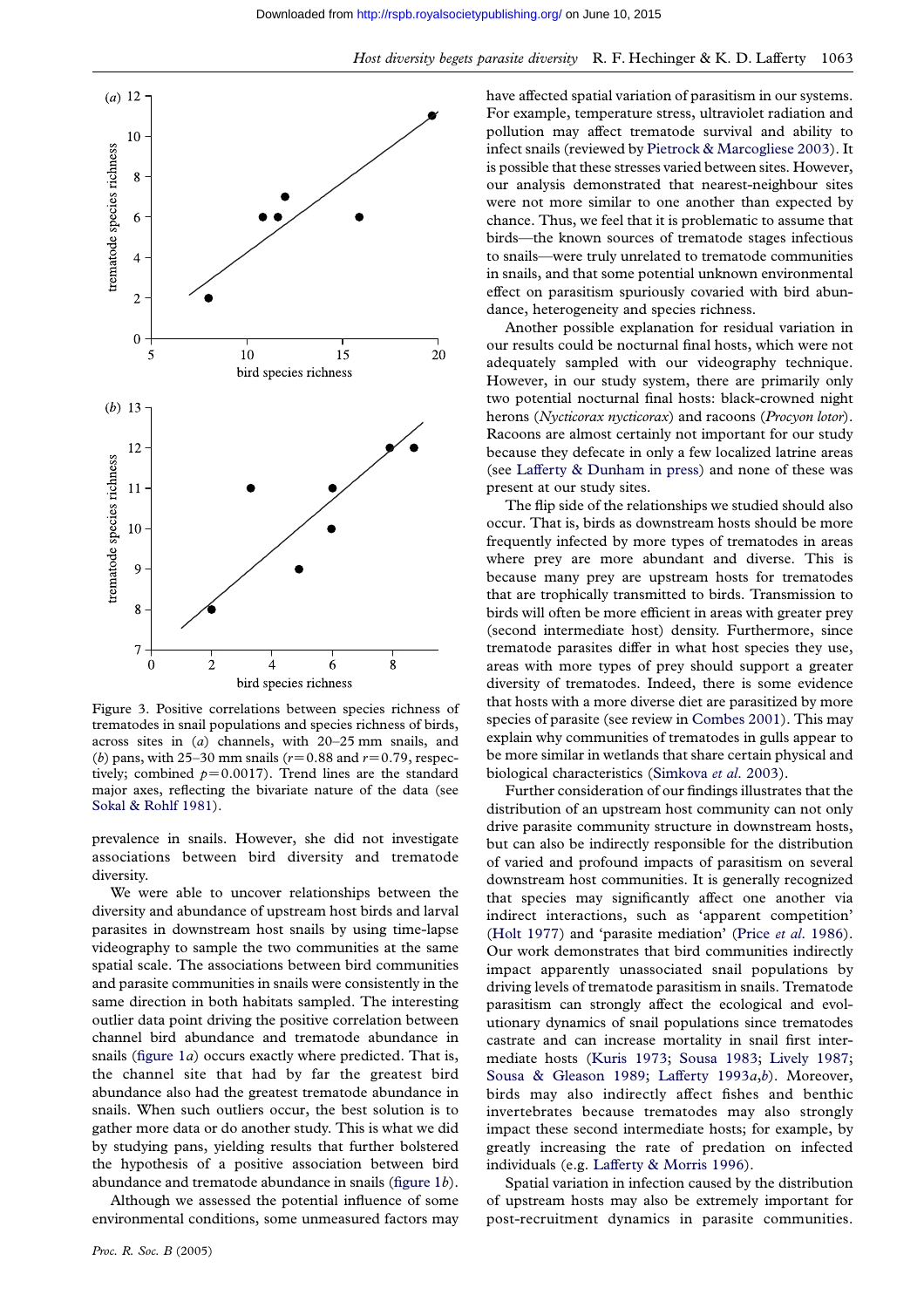Figure 3. Positive correlations between species richness of trematodes in snail populations and species richness of birds, across sites in (*a*) channels, with 20–25 mm snails, and (*b*) pans, with 25–30 mm snails ($r=0.88$ and $r=0.79$, respectively; combined $p=0.0017$). Trend lines are the standard major axes, reflecting the bivariate nature of the data (see Sokal & Rohlf 1981).

prevalence in snails. However, she did not investigate associations between bird diversity and trematode diversity.

We were able to uncover relationships between the diversity and abundance of upstream host birds and larval parasites in downstream host snails by using time-lapse videography to sample the two communities at the same spatial scale. The associations between bird communities and parasite communities in snails were consistently in the same direction in both habitats sampled. The interesting outlier data point driving the positive correlation between channel bird abundance and trematode abundance in snails (figure 1*a*) occurs exactly where predicted. That is, the channel site that had by far the greatest bird abundance also had the greatest trematode abundance in snails. When such outliers occur, the best solution is to gather more data or do another study. This is what we did by studying pans, yielding results that further bolstered the hypothesis of a positive association between bird abundance and trematode abundance in snails (figure 1*b*).

Although we assessed the potential influence of some environmental conditions, some unmeasured factors may have affected spatial variation of parasitism in our systems. For example, temperature stress, ultraviolet radiation and pollution may affect trematode survival and ability to infect snails (reviewed by Pietrock & Marcogliese 2003). It is possible that these stresses varied between sites. However, our analysis demonstrated that nearest-neighbour sites were not more similar to one another than expected by chance. Thus, we feel that it is problematic to assume that birds—the known sources of trematode stages infectious to snails—were truly unrelated to trematode communities in snails, and that some potential unknown environmental effect on parasitism spuriously covaried with bird abundance, heterogeneity and species richness.

Another possible explanation for residual variation in our results could be nocturnal final hosts, which were not adequately sampled with our videography technique. However, in our study system, there are primarily only two potential nocturnal final hosts: black-crowned night herons (*Nycticorax nycticorax*) and racoons (*Procyon lotor*). Racoons are almost certainly not important for our study because they defecate in only a few localized latrine areas (see Lafferty & Dunham in press) and none of these was present at our study sites.

The flip side of the relationships we studied should also occur. That is, birds as downstream hosts should be more frequently infected by more types of trematodes in areas where prey are more abundant and diverse. This is because many prey are upstream hosts for trematodes that are trophically transmitted to birds. Transmission to birds will often be more efficient in areas with greater prey (second intermediate host) density. Furthermore, since trematode parasites differ in what host species they use, areas with more types of prey should support a greater diversity of trematodes. Indeed, there is some evidence that hosts with a more diverse diet are parasitized by more species of parasite (see review in Combes 2001). This may explain why communities of trematodes in gulls appear to be more similar in wetlands that share certain physical and biological characteristics (Simkova *et al.* 2003).

Further consideration of our findings illustrates that the distribution of an upstream host community can not only drive parasite community structure in downstream hosts, but can also be indirectly responsible for the distribution of varied and profound impacts of parasitism on several downstream host communities. It is generally recognized that species may significantly affect one another via indirect interactions, such as 'apparent competition' (Holt 1977) and 'parasite mediation' (Price *et al.* 1986). Our work demonstrates that bird communities indirectly impact apparently unassociated snail populations by driving levels of trematode parasitism in snails. Trematode parasitism can strongly affect the ecological and evolutionary dynamics of snail populations since trematodes castrate and can increase mortality in snail first intermediate hosts (Kuris 1973; Sousa 1983; Lively 1987; Sousa & Gleason 1989; Lafferty 1993*a*,*b*). Moreover, birds may also indirectly affect fishes and benthic invertebrates because trematodes may also strongly impact these second intermediate hosts; for example, by greatly increasing the rate of predation on infected individuals (e.g. Lafferty & Morris 1996).

Spatial variation in infection caused by the distribution of upstream hosts may also be extremely important for post-recruitment dynamics in parasite communities.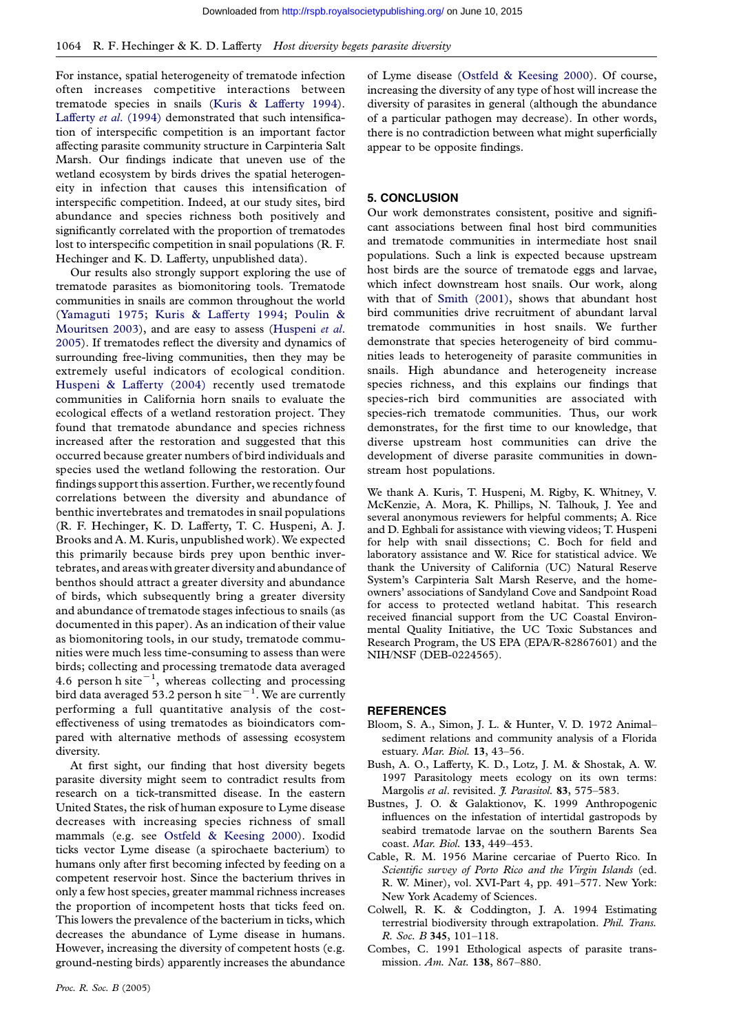For instance, spatial heterogeneity of trematode infection often increases competitive interactions between trematode species in snails (Kuris & Lafferty 1994). Lafferty *et al*. (1994) demonstrated that such intensification of interspecific competition is an important factor affecting parasite community structure in Carpinteria Salt Marsh. Our findings indicate that uneven use of the wetland ecosystem by birds drives the spatial heterogeneity in infection that causes this intensification of interspecific competition. Indeed, at our study sites, bird abundance and species richness both positively and significantly correlated with the proportion of trematodes lost to interspecific competition in snail populations (R. F. Hechinger and K. D. Lafferty, unpublished data).

Our results also strongly support exploring the use of trematode parasites as biomonitoring tools. Trematode communities in snails are common throughout the world (Yamaguti 1975; Kuris & Lafferty 1994; Poulin & Mouritsen 2003), and are easy to assess (Huspeni *et al*. 2005). If trematodes reflect the diversity and dynamics of surrounding free-living communities, then they may be extremely useful indicators of ecological condition. Huspeni & Lafferty (2004) recently used trematode communities in California horn snails to evaluate the ecological effects of a wetland restoration project. They found that trematode abundance and species richness increased after the restoration and suggested that this occurred because greater numbers of bird individuals and species used the wetland following the restoration. Our findings support this assertion. Further, we recently found correlations between the diversity and abundance of benthic invertebrates and trematodes in snail populations (R. F. Hechinger, K. D. Lafferty, T. C. Huspeni, A. J. Brooks and A. M. Kuris, unpublished work). We expected this primarily because birds prey upon benthic invertebrates, and areas with greater diversity and abundance of benthos should attract a greater diversity and abundance of birds, which subsequently bring a greater diversity and abundance of trematode stages infectious to snails (as documented in this paper). As an indication of their value as biomonitoring tools, in our study, trematode communities were much less time-consuming to assess than were birds; collecting and processing trematode data averaged 4.6 person h site$^{-1}$, whereas collecting and processing bird data averaged 53.2 person h site$^{-1}$. We are currently performing a full quantitative analysis of the cost-effectiveness of using trematodes as bioindicators compared with alternative methods of assessing ecosystem diversity.

At first sight, our finding that host diversity begets parasite diversity might seem to contradict results from research on a tick-transmitted disease. In the eastern United States, the risk of human exposure to Lyme disease decreases with increasing species richness of small mammals (e.g. see Ostfeld & Keesing 2000). Ixodid ticks vector Lyme disease (a spirochaete bacterium) to humans only after first becoming infected by feeding on a competent reservoir host. Since the bacterium thrives in only a few host species, greater mammal richness increases the proportion of incompetent hosts that ticks feed on. This lowers the prevalence of the bacterium in ticks, which decreases the abundance of Lyme disease in humans. However, increasing the diversity of competent hosts (e.g. ground-nesting birds) apparently increases the abundance of Lyme disease (Ostfeld & Keesing 2000). Of course, increasing the diversity of any type of host will increase the diversity of parasites in general (although the abundance of a particular pathogen may decrease). In other words, there is no contradiction between what might superficially appear to be opposite findings.

## 5. CONCLUSION

Our work demonstrates consistent, positive and significant associations between final host bird communities and trematode communities in intermediate host snail populations. Such a link is expected because upstream host birds are the source of trematode eggs and larvae, which infect downstream host snails. Our work, along with that of Smith (2001), shows that abundant host bird communities drive recruitment of abundant larval trematode communities in host snails. We further demonstrate that species heterogeneity of bird communities leads to heterogeneity of parasite communities in snails. High abundance and heterogeneity increase species richness, and this explains our findings that species-rich bird communities are associated with species-rich trematode communities. Thus, our work demonstrates, for the first time to our knowledge, that diverse upstream host communities can drive the development of diverse parasite communities in downstream host populations.

We thank A. Kuris, T. Huspeni, M. Rigby, K. Whitney, V. McKenzie, A. Mora, K. Phillips, N. Talhouk, J. Yee and several anonymous reviewers for helpful comments; A. Rice and D. Eghbali for assistance with viewing videos; T. Huspeni for help with snail dissections; C. Boch for field and laboratory assistance and W. Rice for statistical advice. We thank the University of California (UC) Natural Reserve System's Carpinteria Salt Marsh Reserve, and the homeowners' associations of Sandyland Cove and Sandpoint Road for access to protected wetland habitat. This research received financial support from the UC Coastal Environmental Quality Initiative, the UC Toxic Substances and Research Program, the US EPA (EPA/R-82867601) and the NIH/NSF (DEB-0224565).

## REFERENCES

Bloom, S. A., Simon, J. L. & Hunter, V. D. 1972 Animal–sediment relations and community analysis of a Florida estuary. *Mar. Biol.* **13**, 43–56.

Bush, A. O., Lafferty, K. D., Lotz, J. M. & Shostak, A. W. 1997 Parasitology meets ecology on its own terms: Margolis *et al*. revisited. *J. Parasitol.* **83**, 575–583.

Bustnes, J. O. & Galaktionov, K. 1999 Anthropogenic influences on the infestation of intertidal gastropods by seabird trematode larvae on the southern Barents Sea coast. *Mar. Biol.* **133**, 449–453.

Cable, R. M. 1956 Marine cercariae of Puerto Rico. In *Scientific survey of Porto Rico and the Virgin Islands* (ed. R. W. Miner), vol. XVI-Part 4, pp. 491–577. New York: New York Academy of Sciences.

Colwell, R. K. & Coddington, J. A. 1994 Estimating terrestrial biodiversity through extrapolation. *Phil. Trans. R. Soc. B* **345**, 101–118.

Combes, C. 1991 Ethological aspects of parasite transmission. *Am. Nat.* **138**, 867–880.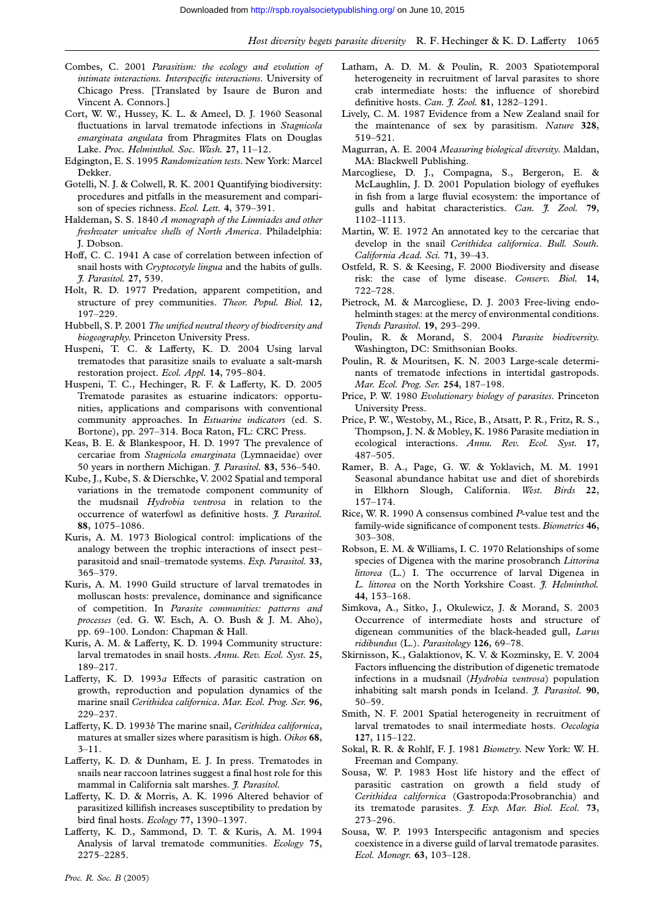Combes, C. 2001 *Parasitism: the ecology and evolution of intimate interactions. Interspecific interactions*. University of Chicago Press. [Translated by Isaure de Buron and Vincent A. Connors.]

Cort, W. W., Hussey, K. L. & Ameel, D. J. 1960 Seasonal fluctuations in larval trematode infections in *Stagnicola emarginata angulata* from Phragmites Flats on Douglas Lake. *Proc. Helminthol. Soc. Wash.* **27**, 11–12.

Edgington, E. S. 1995 *Randomization tests*. New York: Marcel Dekker.

Gotelli, N. J. & Colwell, R. K. 2001 Quantifying biodiversity: procedures and pitfalls in the measurement and comparison of species richness. *Ecol. Lett.* **4**, 379–391.

Haldeman, S. S. 1840 *A monograph of the Limniades and other freshwater univalve shells of North America*. Philadelphia: J. Dobson.

Hoff, C. C. 1941 A case of correlation between infection of snail hosts with *Cryptocotyle lingua* and the habits of gulls. *J. Parasitol.* **27**, 539.

Holt, R. D. 1977 Predation, apparent competition, and structure of prey communities. *Theor. Popul. Biol.* **12**, 197–229.

Hubbell, S. P. 2001 *The unified neutral theory of biodiversity and biogeography*. Princeton University Press.

Huspeni, T. C. & Lafferty, K. D. 2004 Using larval trematodes that parasitize snails to evaluate a salt-marsh restoration project. *Ecol. Appl.* **14**, 795–804.

Huspeni, T. C., Hechinger, R. F. & Lafferty, K. D. 2005 Trematode parasites as estuarine indicators: opportunities, applications and comparisons with conventional community approaches. In *Estuarine indicators* (ed. S. Bortone), pp. 297–314. Boca Raton, FL: CRC Press.

Keas, B. E. & Blankespoor, H. D. 1997 The prevalence of cercariae from *Stagnicola emarginata* (Lymnaeidae) over 50 years in northern Michigan. *J. Parasitol.* **83**, 536–540.

Kube, J., Kube, S. & Dierschke, V. 2002 Spatial and temporal variations in the trematode component community of the mudsnail *Hydrobia ventrosa* in relation to the occurrence of waterfowl as definitive hosts. *J. Parasitol.* **88**, 1075–1086.

Kuris, A. M. 1973 Biological control: implications of the analogy between the trophic interactions of insect pest–parasitoid and snail–trematode systems. *Exp. Parasitol.* **33**, 365–379.

Kuris, A. M. 1990 Guild structure of larval trematodes in molluscan hosts: prevalence, dominance and significance of competition. In *Parasite communities: patterns and processes* (ed. G. W. Esch, A. O. Bush & J. M. Aho), pp. 69–100. London: Chapman & Hall.

Kuris, A. M. & Lafferty, K. D. 1994 Community structure: larval trematodes in snail hosts. *Annu. Rev. Ecol. Syst.* **25**, 189–217.

Lafferty, K. D. 1993*a* Effects of parasitic castration on growth, reproduction and population dynamics of the marine snail *Cerithidea californica*. *Mar. Ecol. Prog. Ser.* **96**, 229–237.

Lafferty, K. D. 1993*b* The marine snail, *Cerithidea californica*, matures at smaller sizes where parasitism is high. *Oikos* **68**, 3–11.

Lafferty, K. D. & Dunham, E. J. In press. Trematodes in snails near raccoon latrines suggest a final host role for this mammal in California salt marshes. *J. Parasitol.*

Lafferty, K. D. & Morris, A. K. 1996 Altered behavior of parasitized killifish increases susceptibility to predation by bird final hosts. *Ecology* **77**, 1390–1397.

Lafferty, K. D., Sammond, D. T. & Kuris, A. M. 1994 Analysis of larval trematode communities. *Ecology* **75**, 2275–2285.

Latham, A. D. M. & Poulin, R. 2003 Spatiotemporal heterogeneity in recruitment of larval parasites to shore crab intermediate hosts: the influence of shorebird definitive hosts. *Can. J. Zool.* **81**, 1282–1291.

Lively, C. M. 1987 Evidence from a New Zealand snail for the maintenance of sex by parasitism. *Nature* **328**, 519–521.

Magurran, A. E. 2004 *Measuring biological diversity*. Maldan, MA: Blackwell Publishing.

Marcogliese, D. J., Compagna, S., Bergeron, E. & McLaughlin, J. D. 2001 Population biology of eyeflukes in fish from a large fluvial ecosystem: the importance of gulls and habitat characteristics. *Can. J. Zool.* **79**, 1102–1113.

Martin, W. E. 1972 An annotated key to the cercariae that develop in the snail *Cerithidea californica*. *Bull. South. California Acad. Sci.* **71**, 39–43.

Ostfeld, R. S. & Keesing, F. 2000 Biodiversity and disease risk: the case of lyme disease. *Conserv. Biol.* **14**, 722–728.

Pietrock, M. & Marcogliese, D. J. 2003 Free-living endohelminth stages: at the mercy of environmental conditions. *Trends Parasitol.* **19**, 293–299.

Poulin, R. & Morand, S. 2004 *Parasite biodiversity*. Washington, DC: Smithsonian Books.

Poulin, R. & Mouritsen, K. N. 2003 Large-scale determinants of trematode infections in intertidal gastropods. *Mar. Ecol. Prog. Ser.* **254**, 187–198.

Price, P. W. 1980 *Evolutionary biology of parasites*. Princeton University Press.

Price, P. W., Westoby, M., Rice, B., Atsatt, P. R., Fritz, R. S., Thompson, J. N. & Mobley, K. 1986 Parasite mediation in ecological interactions. *Annu. Rev. Ecol. Syst.* **17**, 487–505.

Ramer, B. A., Page, G. W. & Yoklavich, M. M. 1991 Seasonal abundance habitat use and diet of shorebirds in Elkhorn Slough, California. *West. Birds* **22**, 157–174.

Rice, W. R. 1990 A consensus combined *P*-value test and the family-wide significance of component tests. *Biometrics* **46**, 303–308.

Robson, E. M. & Williams, I. C. 1970 Relationships of some species of Digenea with the marine prosobranch *Littorina littorea* (L.) I. The occurrence of larval Digenea in *L. littorea* on the North Yorkshire Coast. *J. Helminthol.* **44**, 153–168.

Simkova, A., Sitko, J., Okulewicz, J. & Morand, S. 2003 Occurrence of intermediate hosts and structure of digenean communities of the black-headed gull, *Larus ridibundus* (L.). *Parasitology* **126**, 69–78.

Skirnisson, K., Galaktionov, K. V. & Kozminsky, E. V. 2004 Factors influencing the distribution of digenetic trematode infections in a mudsnail (*Hydrobia ventrosa*) population inhabiting salt marsh ponds in Iceland. *J. Parasitol.* **90**, 50–59.

Smith, N. F. 2001 Spatial heterogeneity in recruitment of larval trematodes to snail intermediate hosts. *Oecologia* **127**, 115–122.

Sokal, R. R. & Rohlf, F. J. 1981 *Biometry*. New York: W. H. Freeman and Company.

Sousa, W. P. 1983 Host life history and the effect of parasitic castration on growth a field study of *Cerithidea californica* (Gastropoda:Prosobranchia) and its trematode parasites. *J. Exp. Mar. Biol. Ecol.* **73**, 273–296.

Sousa, W. P. 1993 Interspecific antagonism and species coexistence in a diverse guild of larval trematode parasites. *Ecol. Monogr.* **63**, 103–128.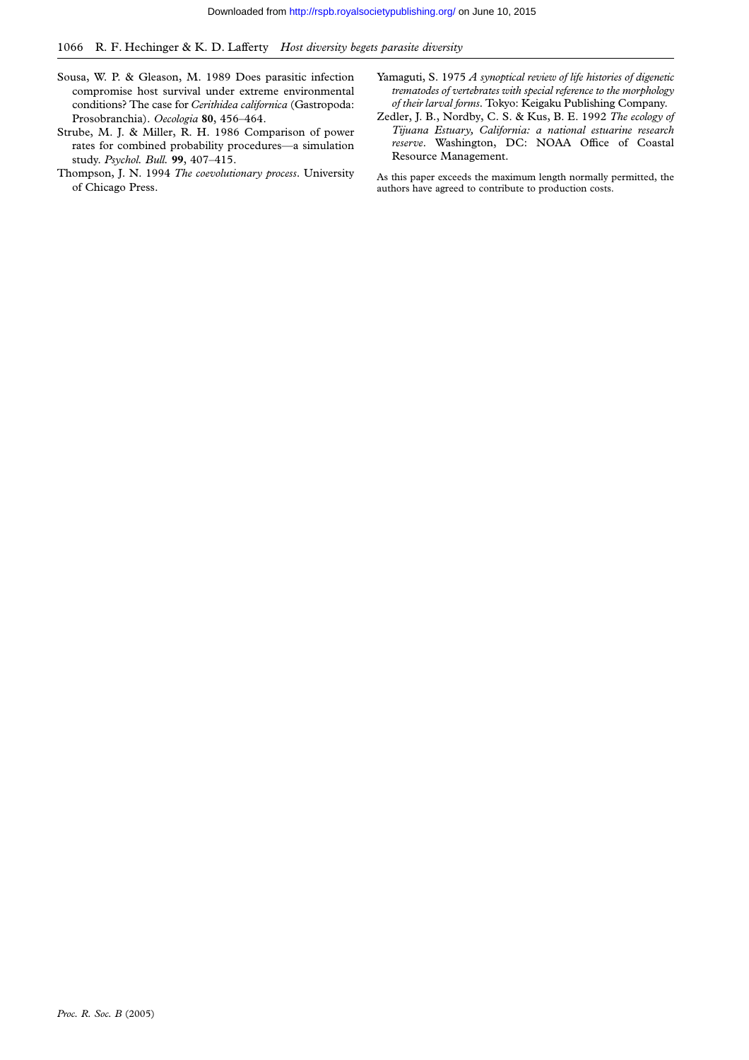Sousa, W. P. & Gleason, M. 1989 Does parasitic infection compromise host survival under extreme environmental conditions? The case for *Cerithidea californica* (Gastropoda: Prosobranchia). *Oecologia* **80**, 456–464.

Strube, M. J. & Miller, R. H. 1986 Comparison of power rates for combined probability procedures—a simulation study. *Psychol. Bull.* **99**, 407–415.

Thompson, J. N. 1994 *The coevolutionary process*. University of Chicago Press.

Yamaguti, S. 1975 *A synoptical review of life histories of digenetic trematodes of vertebrates with special reference to the morphology of their larval forms*. Tokyo: Keigaku Publishing Company.

Zedler, J. B., Nordby, C. S. & Kus, B. E. 1992 *The ecology of Tijuana Estuary, California: a national estuarine research reserve*. Washington, DC: NOAA Office of Coastal Resource Management.

As this paper exceeds the maximum length normally permitted, the authors have agreed to contribute to production costs.